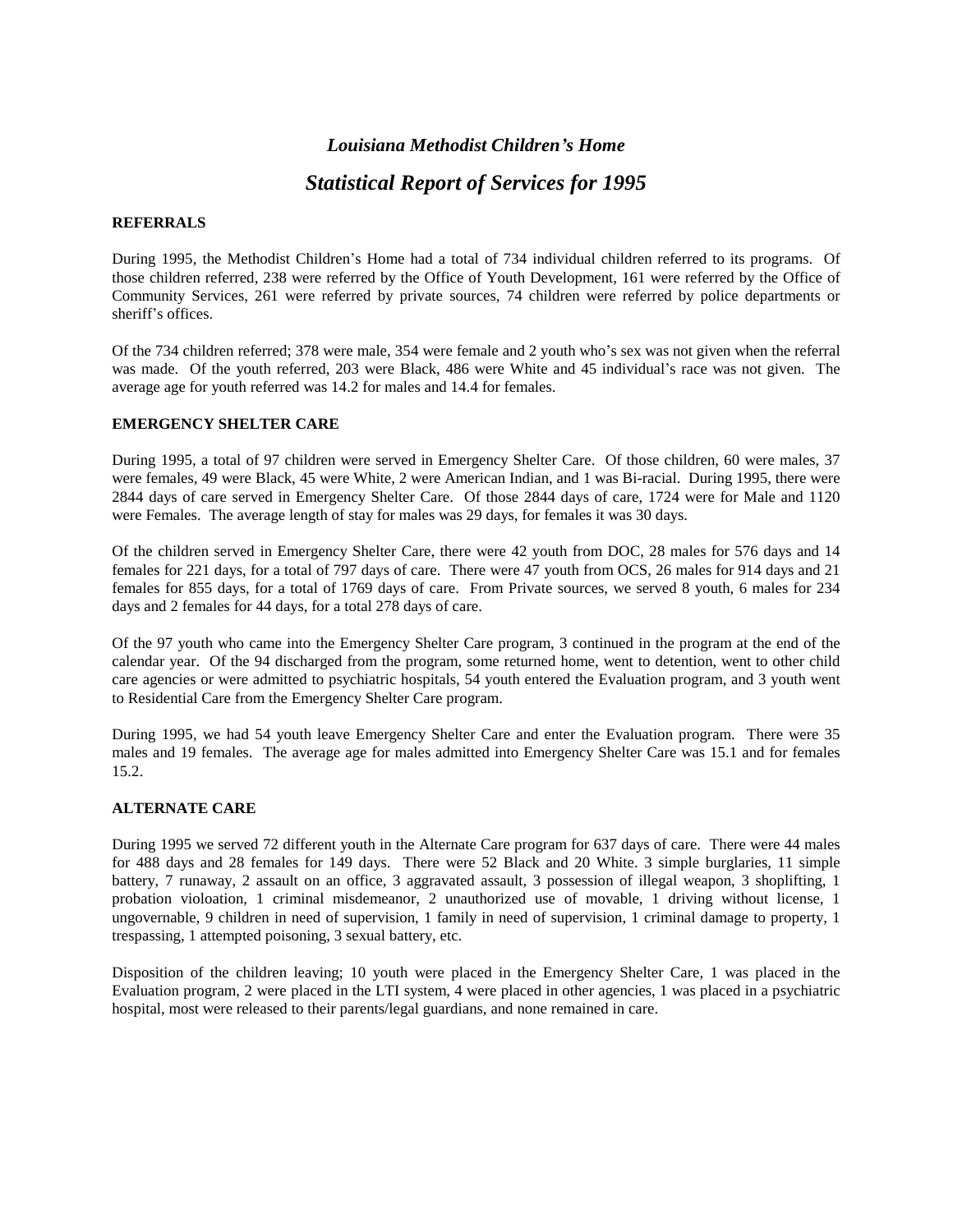# *Louisiana Methodist Children's Home*

## *Statistical Report of Services for 1995*

**REFERRALS**

During 1995, the Methodist Children's Home had a total of 734 individual children referred to its programs. Of those children referred, 238 were referred by the Office of Youth Development, 161 were referred by the Office of Community Services, 261 were referred by private sources, 74 children were referred by police departments or sheriff's offices.

Of the 734 children referred; 378 were male, 354 were female and 2 youth who's sex was not given when the referral was made. Of the youth referred, 203 were Black, 486 were White and 45 individual's race was not given. The average age for youth referred was 14.2 for males and 14.4 for females.

**EMERGENCY SHELTER CARE**

During 1995, a total of 97 children were served in Emergency Shelter Care. Of those children, 60 were males, 37 were females, 49 were Black, 45 were White, 2 were American Indian, and 1 was Bi-racial. During 1995, there were 2844 days of care served in Emergency Shelter Care. Of those 2844 days of care, 1724 were for Male and 1120 were Females. The average length of stay for males was 29 days, for females it was 30 days.

Of the children served in Emergency Shelter Care, there were 42 youth from DOC, 28 males for 576 days and 14 females for 221 days, for a total of 797 days of care. There were 47 youth from OCS, 26 males for 914 days and 21 females for 855 days, for a total of 1769 days of care. From Private sources, we served 8 youth, 6 males for 234 days and 2 females for 44 days, for a total 278 days of care.

Of the 97 youth who came into the Emergency Shelter Care program, 3 continued in the program at the end of the calendar year. Of the 94 discharged from the program, some returned home, went to detention, went to other child care agencies or were admitted to psychiatric hospitals, 54 youth entered the Evaluation program, and 3 youth went to Residential Care from the Emergency Shelter Care program.

During 1995, we had 54 youth leave Emergency Shelter Care and enter the Evaluation program. There were 35 males and 19 females. The average age for males admitted into Emergency Shelter Care was 15.1 and for females 15.2.

**ALTERNATE CARE**

During 1995 we served 72 different youth in the Alternate Care program for 637 days of care. There were 44 males for 488 days and 28 females for 149 days. There were 52 Black and 20 White. 3 simple burglaries, 11 simple battery, 7 runaway, 2 assault on an office, 3 aggravated assault, 3 possession of illegal weapon, 3 shoplifting, 1 probation violoation, 1 criminal misdemeanor, 2 unauthorized use of movable, 1 driving without license, 1 ungovernable, 9 children in need of supervision, 1 family in need of supervision, 1 criminal damage to property, 1 trespassing, 1 attempted poisoning, 3 sexual battery, etc.

Disposition of the children leaving; 10 youth were placed in the Emergency Shelter Care, 1 was placed in the Evaluation program, 2 were placed in the LTI system, 4 were placed in other agencies, 1 was placed in a psychiatric hospital, most were released to their parents/legal guardians, and none remained in care.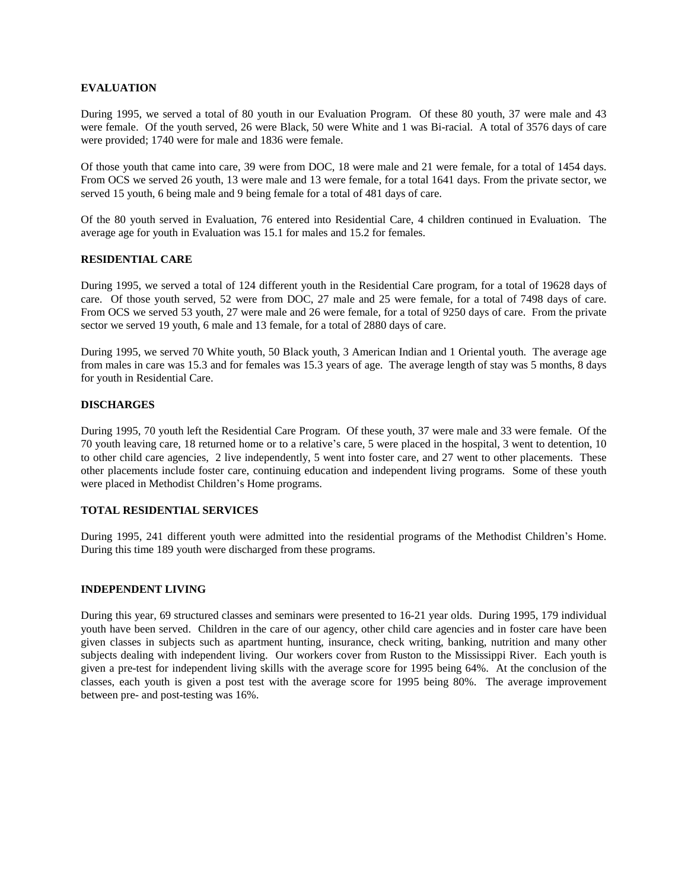## EVALUATION

During 1995, we served a total of 80 youth in our Evaluation Program. Of these 80 youth, 37 were male and 43 were female. Of the youth served, 26 were Black, 50 were White and 1 was Bi-racial. A total of 3576 days of care were provided; 1740 were for male and 1836 were female.

Of those youth that came into care, 39 were from DOC, 18 were male and 21 were female, for a total of 1454 days. From OCS we served 26 youth, 13 were male and 13 were female, for a total 1641 days. From the private sector, we served 15 youth, 6 being male and 9 being female for a total of 481 days of care.

Of the 80 youth served in Evaluation, 76 entered into Residential Care, 4 children continued in Evaluation. The average age for youth in Evaluation was 15.1 for males and 15.2 for females.

## RESIDENTIAL CARE

During 1995, we served a total of 124 different youth in the Residential Care program, for a total of 19628 days of care. Of those youth served, 52 were from DOC, 27 male and 25 were female, for a total of 7498 days of care. From OCS we served 53 youth, 27 were male and 26 were female, for a total of 9250 days of care. From the private sector we served 19 youth, 6 male and 13 female, for a total of 2880 days of care.

During 1995, we served 70 White youth, 50 Black youth, 3 American Indian and 1 Oriental youth. The average age from males in care was 15.3 and for females was 15.3 years of age. The average length of stay was 5 months, 8 days for youth in Residential Care.

## DISCHARGES

During 1995, 70 youth left the Residential Care Program. Of these youth, 37 were male and 33 were female. Of the 70 youth leaving care, 18 returned home or to a relative's care, 5 were placed in the hospital, 3 went to detention, 10 to other child care agencies, 2 live independently, 5 went into foster care, and 27 went to other placements. These other placements include foster care, continuing education and independent living programs. Some of these youth were placed in Methodist Children's Home programs.

## TOTAL RESIDENTIAL SERVICES

During 1995, 241 different youth were admitted into the residential programs of the Methodist Children's Home. During this time 189 youth were discharged from these programs.

## INDEPENDENT LIVING

During this year, 69 structured classes and seminars were presented to 16-21 year olds. During 1995, 179 individual youth have been served. Children in the care of our agency, other child care agencies and in foster care have been given classes in subjects such as apartment hunting, insurance, check writing, banking, nutrition and many other subjects dealing with independent living. Our workers cover from Ruston to the Mississippi River. Each youth is given a pre-test for independent living skills with the average score for 1995 being 64%. At the conclusion of the classes, each youth is given a post test with the average score for 1995 being 80%. The average improvement between pre- and post-testing was 16%.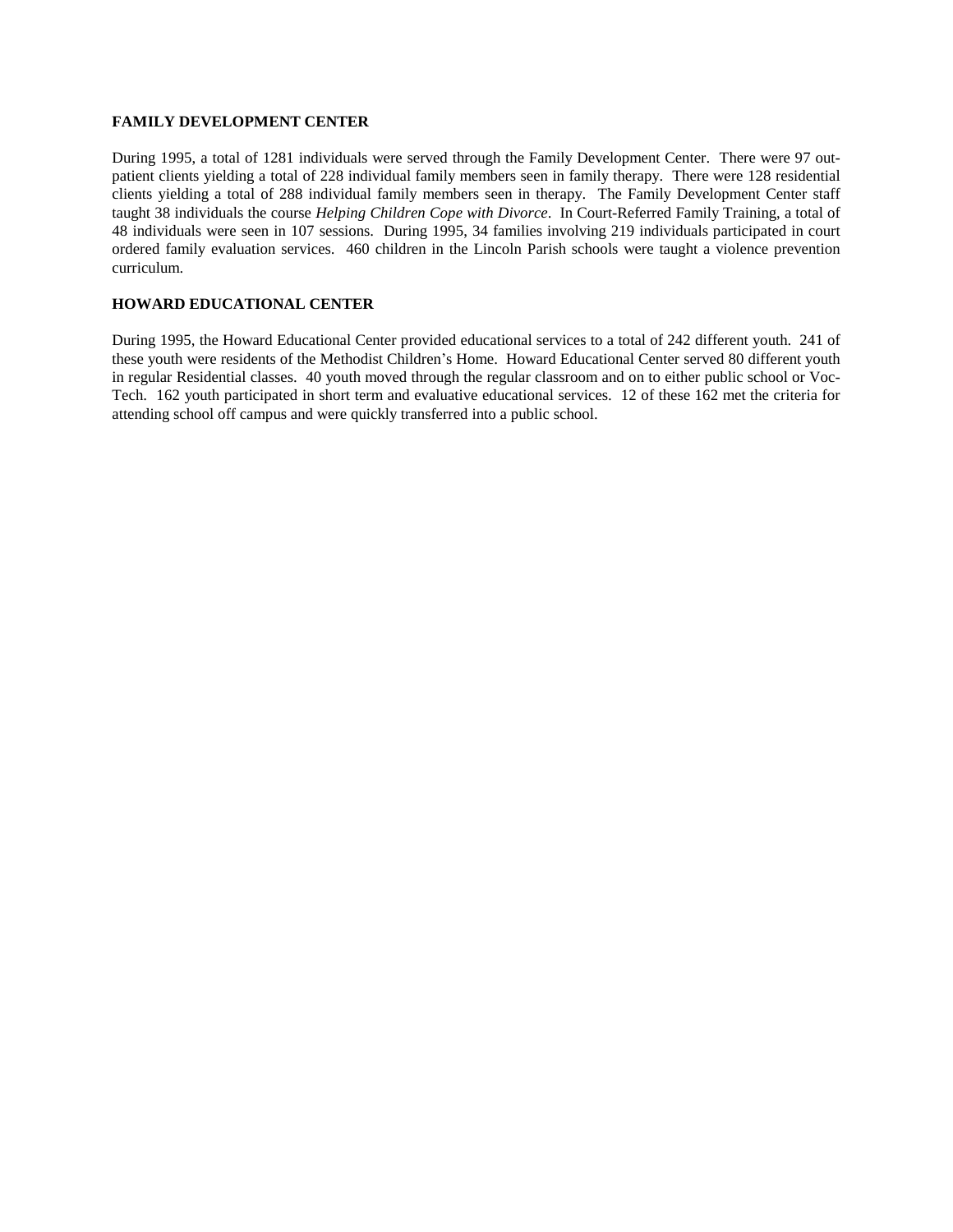## FAMILY DEVELOPMENT CENTER

During 1995, a total of 1281 individuals were served through the Family Development Center. There were 97 out-patient clients yielding a total of 228 individual family members seen in family therapy. There were 128 residential clients yielding a total of 288 individual family members seen in therapy. The Family Development Center staff taught 38 individuals the course *Helping Children Cope with Divorce*. In Court-Referred Family Training, a total of 48 individuals were seen in 107 sessions. During 1995, 34 families involving 219 individuals participated in court ordered family evaluation services. 460 children in the Lincoln Parish schools were taught a violence prevention curriculum.

## HOWARD EDUCATIONAL CENTER

During 1995, the Howard Educational Center provided educational services to a total of 242 different youth. 241 of these youth were residents of the Methodist Children's Home. Howard Educational Center served 80 different youth in regular Residential classes. 40 youth moved through the regular classroom and on to either public school or Voc-Tech. 162 youth participated in short term and evaluative educational services. 12 of these 162 met the criteria for attending school off campus and were quickly transferred into a public school.